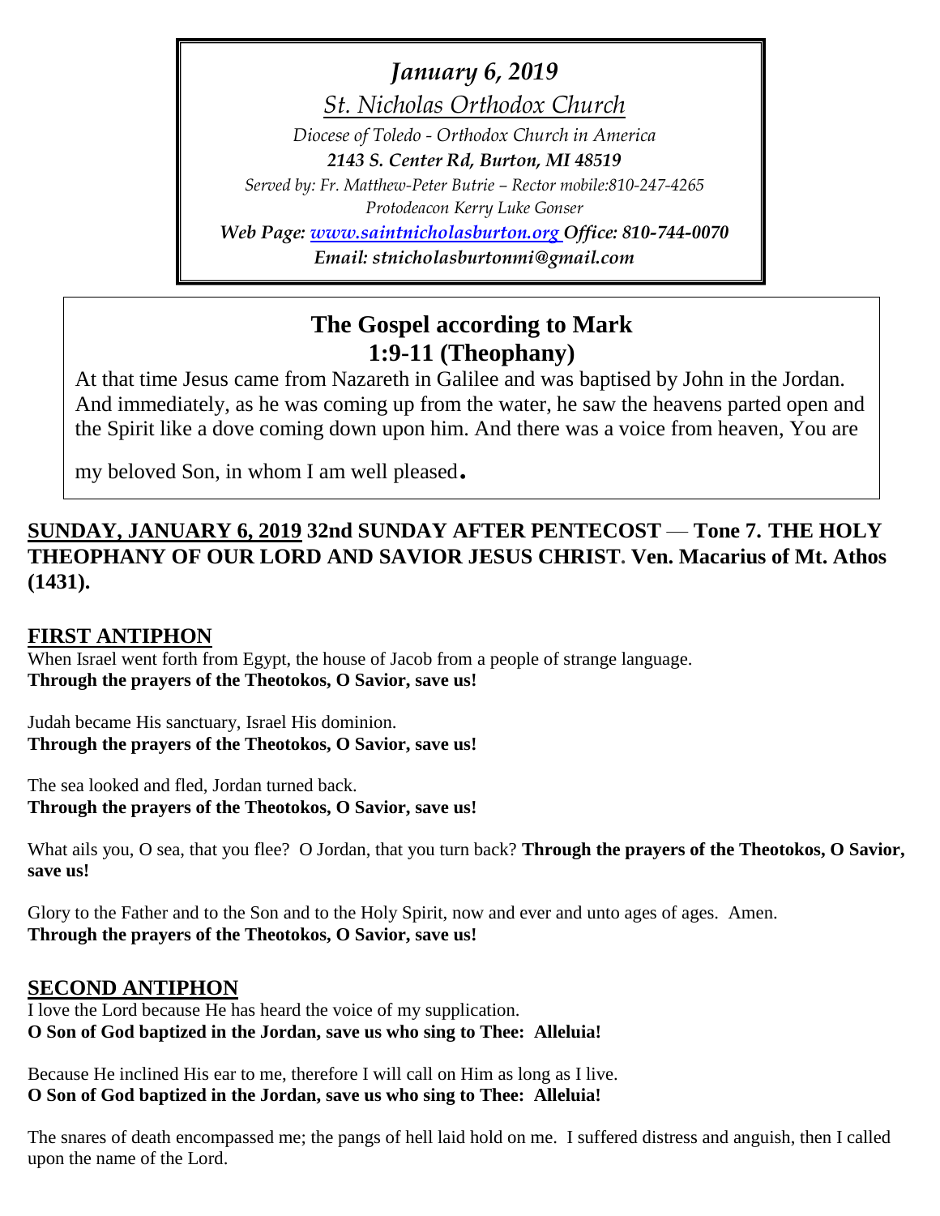*January 6, 2019*

*St. Nicholas Orthodox Church*

*Diocese of Toledo - Orthodox Church in America*

***2143 S. Center Rd, Burton, MI 48519***

*Served by: Fr. Matthew-Peter Butrie – Rector mobile:810-247-4265*

*Protodeacon Kerry Luke Gonser*

***Web Page: [www.saintnicholasburton.org](http://www.saintnicholasburton.org) Office: 810-744-0070***

***Email: stnicholasburtonmi@gmail.com***

## The Gospel according to Mark 1:9-11 (Theophany)

At that time Jesus came from Nazareth in Galilee and was baptised by John in the Jordan. And immediately, as he was coming up from the water, he saw the heavens parted open and the Spirit like a dove coming down upon him. And there was a voice from heaven, You are my beloved Son, in whom I am well pleased.

**SUNDAY, JANUARY 6, 2019 32nd SUNDAY AFTER PENTECOST — Tone 7. THE HOLY THEOPHANY OF OUR LORD AND SAVIOR JESUS CHRIST. Ven. Macarius of Mt. Athos (1431).**

## FIRST ANTIPHON

When Israel went forth from Egypt, the house of Jacob from a people of strange language.
**Through the prayers of the Theotokos, O Savior, save us!**

Judah became His sanctuary, Israel His dominion.
**Through the prayers of the Theotokos, O Savior, save us!**

The sea looked and fled, Jordan turned back.
**Through the prayers of the Theotokos, O Savior, save us!**

What ails you, O sea, that you flee? O Jordan, that you turn back? **Through the prayers of the Theotokos, O Savior, save us!**

Glory to the Father and to the Son and to the Holy Spirit, now and ever and unto ages of ages. Amen.
**Through the prayers of the Theotokos, O Savior, save us!**

## SECOND ANTIPHON

I love the Lord because He has heard the voice of my supplication.
**O Son of God baptized in the Jordan, save us who sing to Thee: Alleluia!**

Because He inclined His ear to me, therefore I will call on Him as long as I live.
**O Son of God baptized in the Jordan, save us who sing to Thee: Alleluia!**

The snares of death encompassed me; the pangs of hell laid hold on me. I suffered distress and anguish, then I called upon the name of the Lord.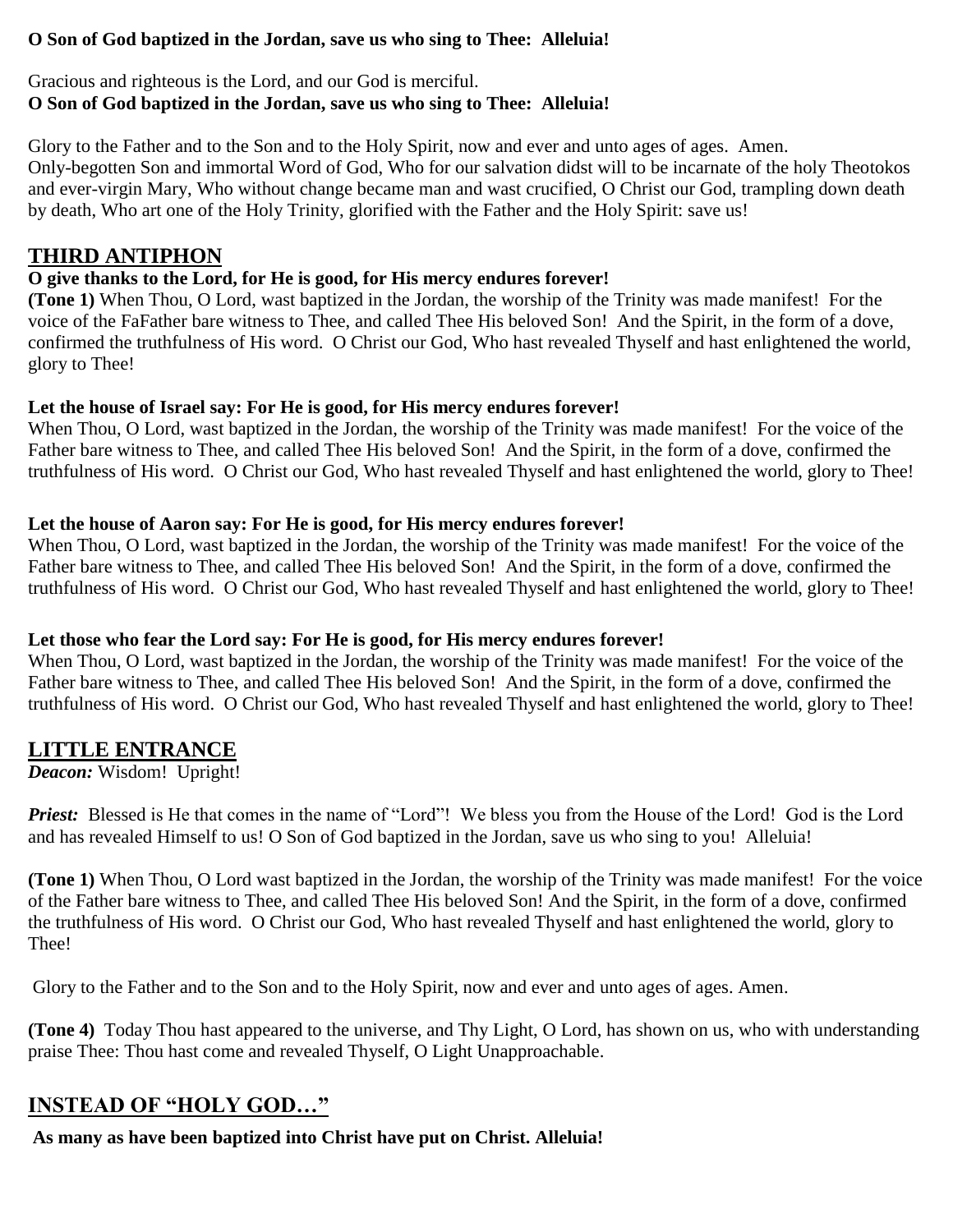**O Son of God baptized in the Jordan, save us who sing to Thee: Alleluia!**

Gracious and righteous is the Lord, and our God is merciful.
**O Son of God baptized in the Jordan, save us who sing to Thee: Alleluia!**

Glory to the Father and to the Son and to the Holy Spirit, now and ever and unto ages of ages. Amen.
Only-begotten Son and immortal Word of God, Who for our salvation didst will to be incarnate of the holy Theotokos and ever-virgin Mary, Who without change became man and wast crucified, O Christ our God, trampling down death by death, Who art one of the Holy Trinity, glorified with the Father and the Holy Spirit: save us!

## THIRD ANTIPHON

**O give thanks to the Lord, for He is good, for His mercy endures forever!**
**(Tone 1)** When Thou, O Lord, wast baptized in the Jordan, the worship of the Trinity was made manifest! For the voice of the FaFather bare witness to Thee, and called Thee His beloved Son! And the Spirit, in the form of a dove, confirmed the truthfulness of His word. O Christ our God, Who hast revealed Thyself and hast enlightened the world, glory to Thee!

**Let the house of Israel say: For He is good, for His mercy endures forever!**
When Thou, O Lord, wast baptized in the Jordan, the worship of the Trinity was made manifest! For the voice of the Father bare witness to Thee, and called Thee His beloved Son! And the Spirit, in the form of a dove, confirmed the truthfulness of His word. O Christ our God, Who hast revealed Thyself and hast enlightened the world, glory to Thee!

**Let the house of Aaron say: For He is good, for His mercy endures forever!**
When Thou, O Lord, wast baptized in the Jordan, the worship of the Trinity was made manifest! For the voice of the Father bare witness to Thee, and called Thee His beloved Son! And the Spirit, in the form of a dove, confirmed the truthfulness of His word. O Christ our God, Who hast revealed Thyself and hast enlightened the world, glory to Thee!

**Let those who fear the Lord say: For He is good, for His mercy endures forever!**
When Thou, O Lord, wast baptized in the Jordan, the worship of the Trinity was made manifest! For the voice of the Father bare witness to Thee, and called Thee His beloved Son! And the Spirit, in the form of a dove, confirmed the truthfulness of His word. O Christ our God, Who hast revealed Thyself and hast enlightened the world, glory to Thee!

## LITTLE ENTRANCE

***Deacon:*** Wisdom! Upright!

***Priest:*** Blessed is He that comes in the name of "Lord"! We bless you from the House of the Lord! God is the Lord and has revealed Himself to us! O Son of God baptized in the Jordan, save us who sing to you! Alleluia!

**(Tone 1)** When Thou, O Lord wast baptized in the Jordan, the worship of the Trinity was made manifest! For the voice of the Father bare witness to Thee, and called Thee His beloved Son! And the Spirit, in the form of a dove, confirmed the truthfulness of His word. O Christ our God, Who hast revealed Thyself and hast enlightened the world, glory to Thee!

Glory to the Father and to the Son and to the Holy Spirit, now and ever and unto ages of ages. Amen.

**(Tone 4)** Today Thou hast appeared to the universe, and Thy Light, O Lord, has shown on us, who with understanding praise Thee: Thou hast come and revealed Thyself, O Light Unapproachable.

## INSTEAD OF "HOLY GOD…"

**As many as have been baptized into Christ have put on Christ. Alleluia!**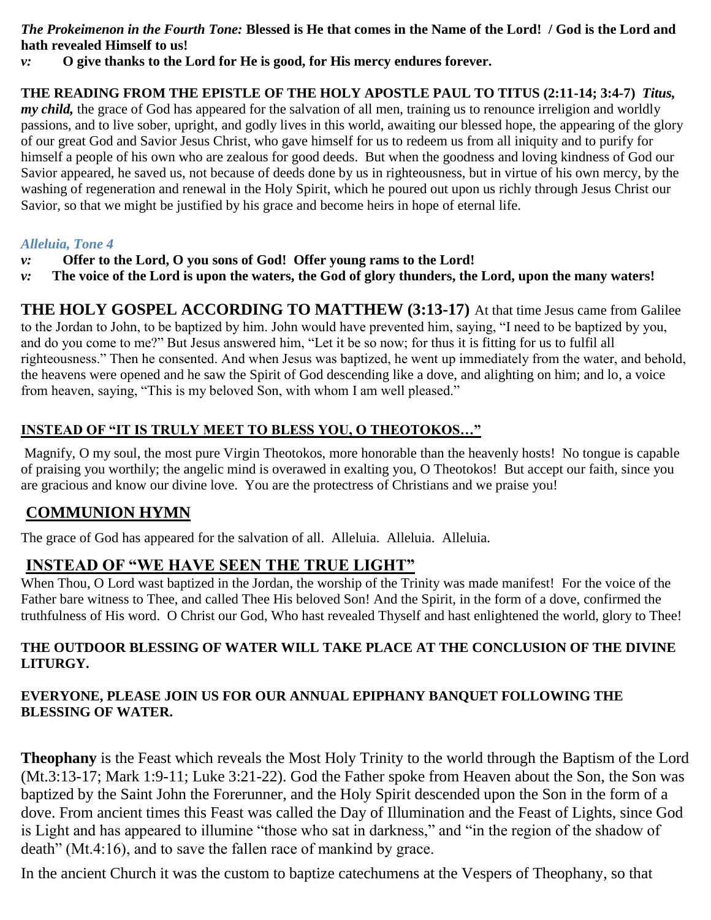***The Prokeimenon in the Fourth Tone:*** **Blessed is He that comes in the Name of the Lord! / God is the Lord and hath revealed Himself to us!**

***v:*** **O give thanks to the Lord for He is good, for His mercy endures forever.**

**THE READING FROM THE EPISTLE OF THE HOLY APOSTLE PAUL TO TITUS (2:11-14; 3:4-7)** ***Titus, my child,*** the grace of God has appeared for the salvation of all men, training us to renounce irreligion and worldly passions, and to live sober, upright, and godly lives in this world, awaiting our blessed hope, the appearing of the glory of our great God and Savior Jesus Christ, who gave himself for us to redeem us from all iniquity and to purify for himself a people of his own who are zealous for good deeds. But when the goodness and loving kindness of God our Savior appeared, he saved us, not because of deeds done by us in righteousness, but in virtue of his own mercy, by the washing of regeneration and renewal in the Holy Spirit, which he poured out upon us richly through Jesus Christ our Savior, so that we might be justified by his grace and become heirs in hope of eternal life.

*Alleluia, Tone 4*

***v:*** **Offer to the Lord, O you sons of God! Offer young rams to the Lord!**

***v:*** **The voice of the Lord is upon the waters, the God of glory thunders, the Lord, upon the many waters!**

**THE HOLY GOSPEL ACCORDING TO MATTHEW (3:13-17)** At that time Jesus came from Galilee to the Jordan to John, to be baptized by him. John would have prevented him, saying, "I need to be baptized by you, and do you come to me?" But Jesus answered him, "Let it be so now; for thus it is fitting for us to fulfil all righteousness." Then he consented. And when Jesus was baptized, he went up immediately from the water, and behold, the heavens were opened and he saw the Spirit of God descending like a dove, and alighting on him; and lo, a voice from heaven, saying, "This is my beloved Son, with whom I am well pleased."

**INSTEAD OF "IT IS TRULY MEET TO BLESS YOU, O THEOTOKOS…"**

Magnify, O my soul, the most pure Virgin Theotokos, more honorable than the heavenly hosts! No tongue is capable of praising you worthily; the angelic mind is overawed in exalting you, O Theotokos! But accept our faith, since you are gracious and know our divine love. You are the protectress of Christians and we praise you!

## COMMUNION HYMN

The grace of God has appeared for the salvation of all. Alleluia. Alleluia. Alleluia.

## INSTEAD OF "WE HAVE SEEN THE TRUE LIGHT"

When Thou, O Lord wast baptized in the Jordan, the worship of the Trinity was made manifest! For the voice of the Father bare witness to Thee, and called Thee His beloved Son! And the Spirit, in the form of a dove, confirmed the truthfulness of His word. O Christ our God, Who hast revealed Thyself and hast enlightened the world, glory to Thee!

**THE OUTDOOR BLESSING OF WATER WILL TAKE PLACE AT THE CONCLUSION OF THE DIVINE LITURGY.**

**EVERYONE, PLEASE JOIN US FOR OUR ANNUAL EPIPHANY BANQUET FOLLOWING THE BLESSING OF WATER.**

**Theophany** is the Feast which reveals the Most Holy Trinity to the world through the Baptism of the Lord (Mt.3:13-17; Mark 1:9-11; Luke 3:21-22). God the Father spoke from Heaven about the Son, the Son was baptized by the Saint John the Forerunner, and the Holy Spirit descended upon the Son in the form of a dove. From ancient times this Feast was called the Day of Illumination and the Feast of Lights, since God is Light and has appeared to illumine "those who sat in darkness," and "in the region of the shadow of death" (Mt.4:16), and to save the fallen race of mankind by grace.

In the ancient Church it was the custom to baptize catechumens at the Vespers of Theophany, so that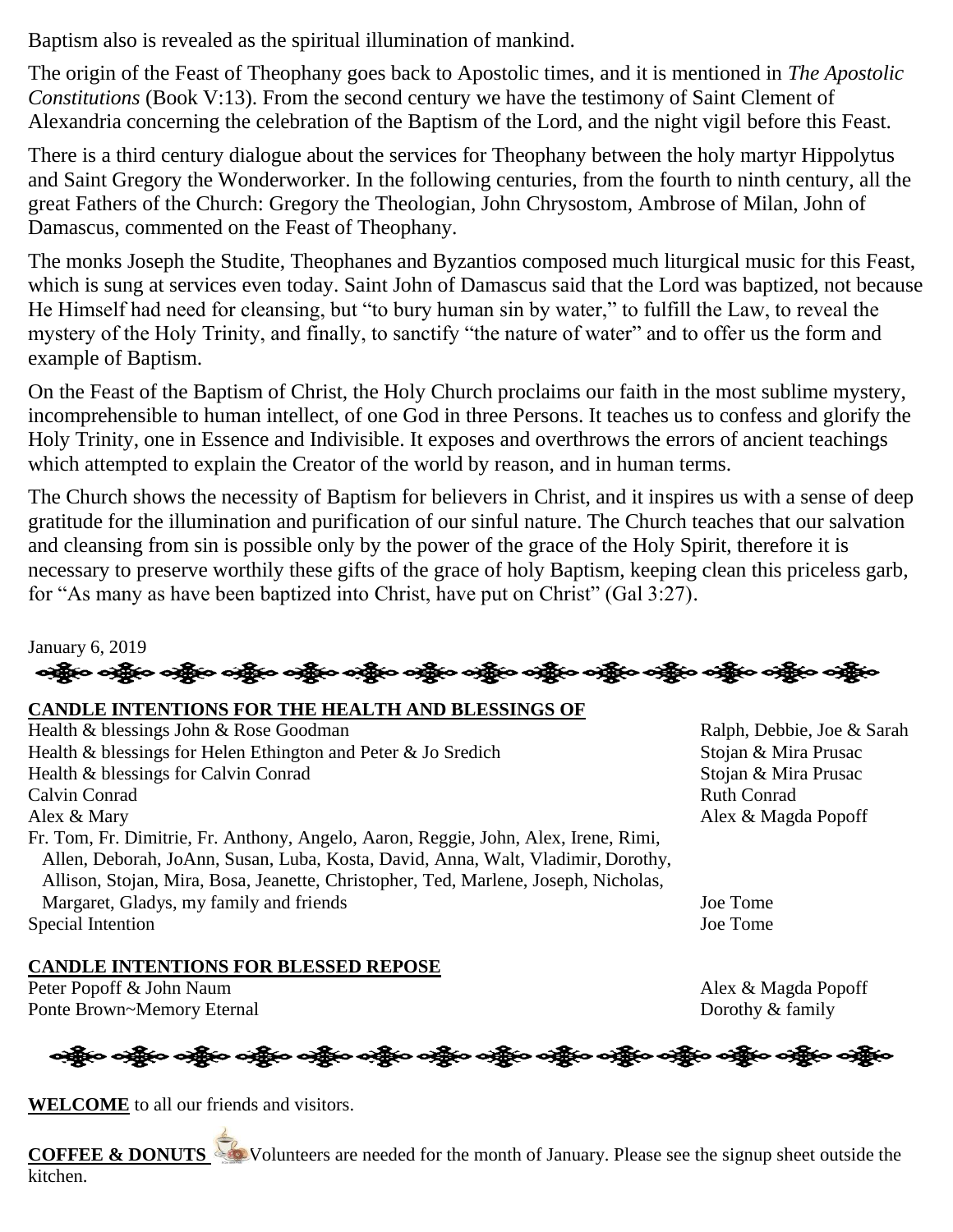Baptism also is revealed as the spiritual illumination of mankind.

The origin of the Feast of Theophany goes back to Apostolic times, and it is mentioned in *The Apostolic Constitutions* (Book V:13). From the second century we have the testimony of Saint Clement of Alexandria concerning the celebration of the Baptism of the Lord, and the night vigil before this Feast.

There is a third century dialogue about the services for Theophany between the holy martyr Hippolytus and Saint Gregory the Wonderworker. In the following centuries, from the fourth to ninth century, all the great Fathers of the Church: Gregory the Theologian, John Chrysostom, Ambrose of Milan, John of Damascus, commented on the Feast of Theophany.

The monks Joseph the Studite, Theophanes and Byzantios composed much liturgical music for this Feast, which is sung at services even today. Saint John of Damascus said that the Lord was baptized, not because He Himself had need for cleansing, but "to bury human sin by water," to fulfill the Law, to reveal the mystery of the Holy Trinity, and finally, to sanctify "the nature of water" and to offer us the form and example of Baptism.

On the Feast of the Baptism of Christ, the Holy Church proclaims our faith in the most sublime mystery, incomprehensible to human intellect, of one God in three Persons. It teaches us to confess and glorify the Holy Trinity, one in Essence and Indivisible. It exposes and overthrows the errors of ancient teachings which attempted to explain the Creator of the world by reason, and in human terms.

The Church shows the necessity of Baptism for believers in Christ, and it inspires us with a sense of deep gratitude for the illumination and purification of our sinful nature. The Church teaches that our salvation and cleansing from sin is possible only by the power of the grace of the Holy Spirit, therefore it is necessary to preserve worthily these gifts of the grace of holy Baptism, keeping clean this priceless garb, for "As many as have been baptized into Christ, have put on Christ" (Gal 3:27).

January 6, 2019

**CANDLE INTENTIONS FOR THE HEALTH AND BLESSINGS OF**

| Intention | Offered by |
|---|---|
| Health & blessings John & Rose Goodman | Ralph, Debbie, Joe & Sarah |
| Health & blessings for Helen Ethington and Peter & Jo Sredich | Stojan & Mira Prusac |
| Health & blessings for Calvin Conrad | Stojan & Mira Prusac |
| Calvin Conrad | Ruth Conrad |
| Alex & Mary | Alex & Magda Popoff |
| Fr. Tom, Fr. Dimitrie, Fr. Anthony, Angelo, Aaron, Reggie, John, Alex, Irene, Rimi, Allen, Deborah, JoAnn, Susan, Luba, Kosta, David, Anna, Walt, Vladimir, Dorothy, Allison, Stojan, Mira, Bosa, Jeanette, Christopher, Ted, Marlene, Joseph, Nicholas, Margaret, Gladys, my family and friends | Joe Tome |
| Special Intention | Joe Tome |

**CANDLE INTENTIONS FOR BLESSED REPOSE**

| Intention | Offered by |
|---|---|
| Peter Popoff & John Naum | Alex & Magda Popoff |
| Ponte Brown~Memory Eternal | Dorothy & family |

**WELCOME** to all our friends and visitors.

**COFFEE & DONUTS** Volunteers are needed for the month of January. Please see the signup sheet outside the kitchen.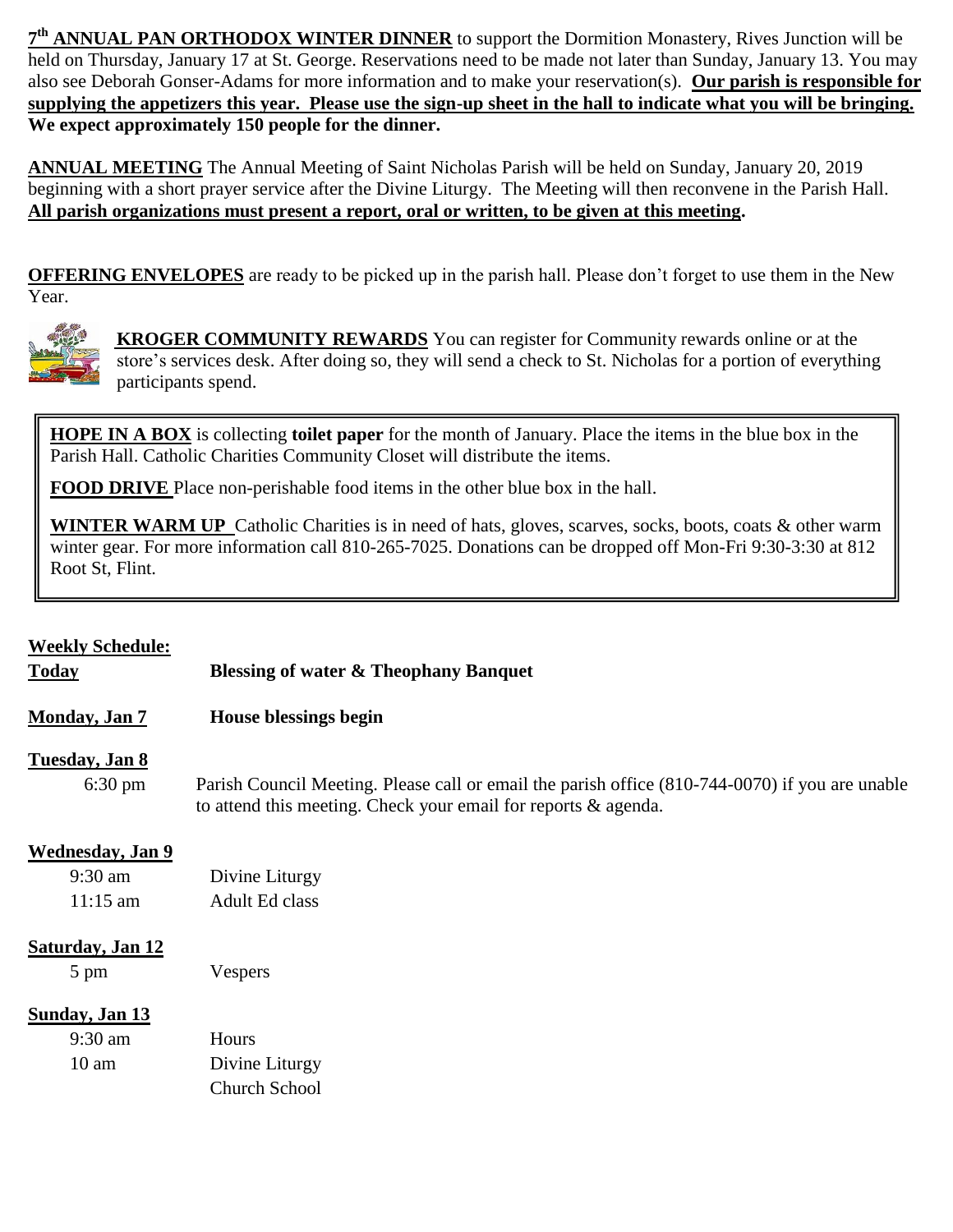**7th ANNUAL PAN ORTHODOX WINTER DINNER** to support the Dormition Monastery, Rives Junction will be held on Thursday, January 17 at St. George. Reservations need to be made not later than Sunday, January 13. You may also see Deborah Gonser-Adams for more information and to make your reservation(s). **Our parish is responsible for supplying the appetizers this year. Please use the sign-up sheet in the hall to indicate what you will be bringing. We expect approximately 150 people for the dinner.**

**ANNUAL MEETING** The Annual Meeting of Saint Nicholas Parish will be held on Sunday, January 20, 2019 beginning with a short prayer service after the Divine Liturgy. The Meeting will then reconvene in the Parish Hall. **All parish organizations must present a report, oral or written, to be given at this meeting.**

**OFFERING ENVELOPES** are ready to be picked up in the parish hall. Please don't forget to use them in the New Year.

**KROGER COMMUNITY REWARDS** You can register for Community rewards online or at the store's services desk. After doing so, they will send a check to St. Nicholas for a portion of everything participants spend.

**HOPE IN A BOX** is collecting **toilet paper** for the month of January. Place the items in the blue box in the Parish Hall. Catholic Charities Community Closet will distribute the items.

**FOOD DRIVE** Place non-perishable food items in the other blue box in the hall.

**WINTER WARM UP** Catholic Charities is in need of hats, gloves, scarves, socks, boots, coats & other warm winter gear. For more information call 810-265-7025. Donations can be dropped off Mon-Fri 9:30-3:30 at 812 Root St, Flint.

**Weekly Schedule:**

**Today** — **Blessing of water & Theophany Banquet**

**Monday, Jan 7** — **House blessings begin**

**Tuesday, Jan 8**

6:30 pm — Parish Council Meeting. Please call or email the parish office (810-744-0070) if you are unable to attend this meeting. Check your email for reports & agenda.

**Wednesday, Jan 9**

9:30 am — Divine Liturgy
11:15 am — Adult Ed class

**Saturday, Jan 12**

5 pm — Vespers

**Sunday, Jan 13**

9:30 am — Hours
10 am — Divine Liturgy
Church School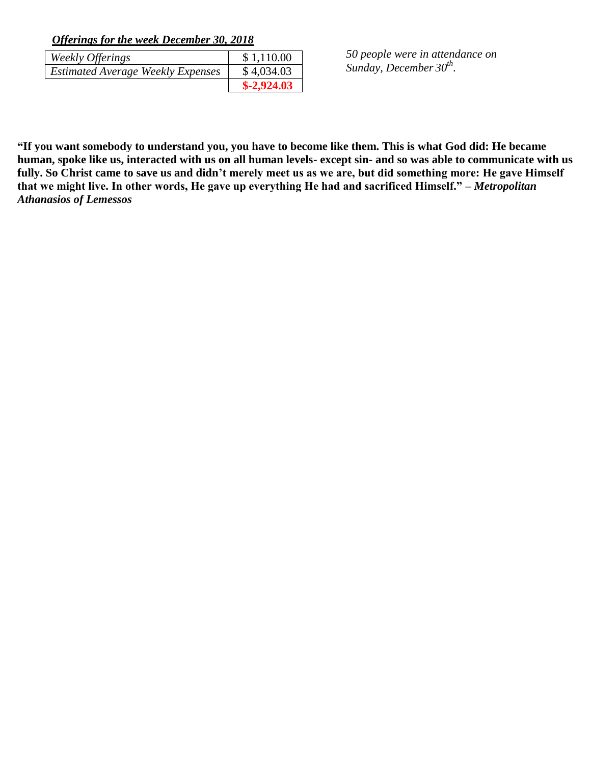***Offerings for the week December 30, 2018***

| | |
|---|---|
| *Weekly Offerings* | $ 1,110.00 |
| *Estimated Average Weekly Expenses* | $ 4,034.03 |
| | **$-2,924.03** |

*50 people were in attendance on Sunday, December 30th.*

**"If you want somebody to understand you, you have to become like them. This is what God did: He became human, spoke like us, interacted with us on all human levels- except sin- and so was able to communicate with us fully. So Christ came to save us and didn't merely meet us as we are, but did something more: He gave Himself that we might live. In other words, He gave up everything He had and sacrificed Himself." –** ***Metropolitan Athanasios of Lemessos***